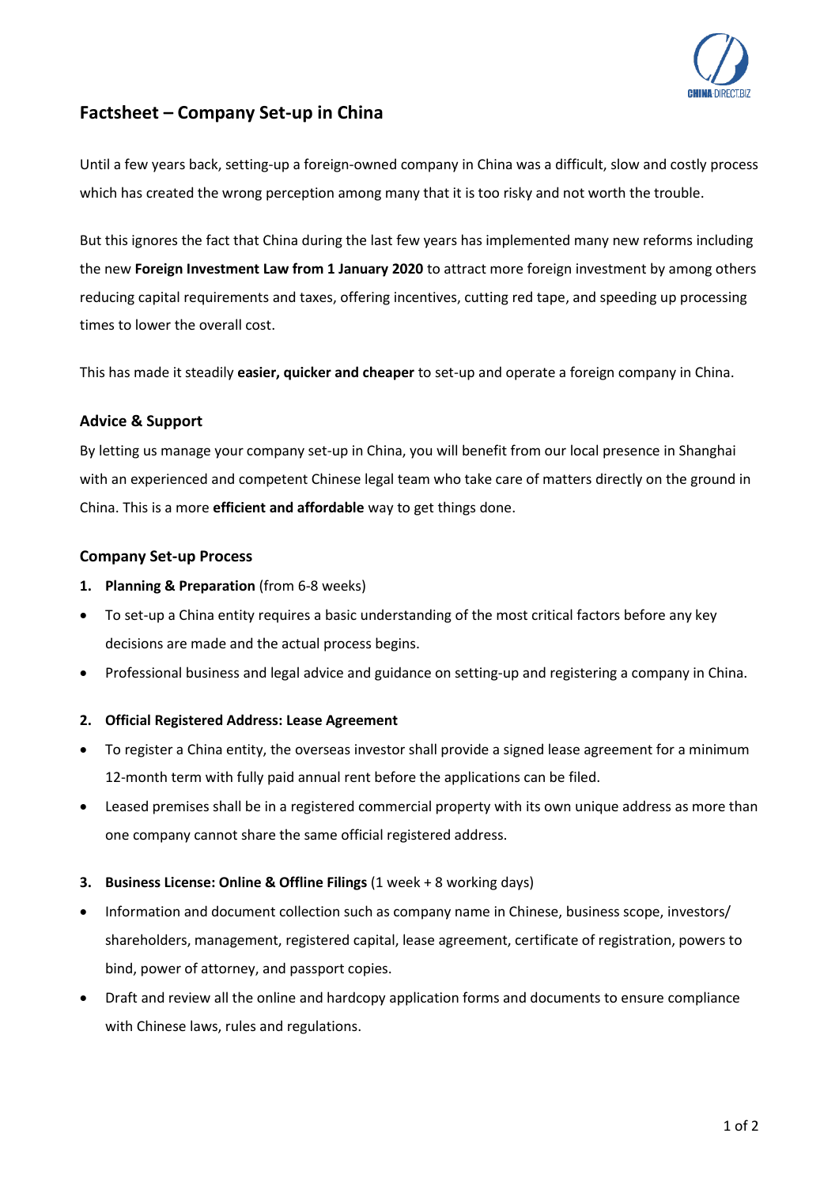# Factsheet – Company Set-up in China

Until a few years back, setting-up a foreign-owned company in China was a difficult, slow and costly process which has created the wrong perception among many that it is too risky and not worth the trouble.

But this ignores the fact that China during the last few years has implemented many new reforms including the new **Foreign Investment Law from 1 January 2020** to attract more foreign investment by among others reducing capital requirements and taxes, offering incentives, cutting red tape, and speeding up processing times to lower the overall cost.

This has made it steadily **easier, quicker and cheaper** to set-up and operate a foreign company in China.

### Advice & Support

By letting us manage your company set-up in China, you will benefit from our local presence in Shanghai with an experienced and competent Chinese legal team who take care of matters directly on the ground in China. This is a more **efficient and affordable** way to get things done.

### Company Set-up Process

1. **Planning & Preparation** (from 6-8 weeks)

- To set-up a China entity requires a basic understanding of the most critical factors before any key decisions are made and the actual process begins.
- Professional business and legal advice and guidance on setting-up and registering a company in China.

2. **Official Registered Address: Lease Agreement**

- To register a China entity, the overseas investor shall provide a signed lease agreement for a minimum 12-month term with fully paid annual rent before the applications can be filed.
- Leased premises shall be in a registered commercial property with its own unique address as more than one company cannot share the same official registered address.

3. **Business License: Online & Offline Filings** (1 week + 8 working days)

- Information and document collection such as company name in Chinese, business scope, investors/ shareholders, management, registered capital, lease agreement, certificate of registration, powers to bind, power of attorney, and passport copies.
- Draft and review all the online and hardcopy application forms and documents to ensure compliance with Chinese laws, rules and regulations.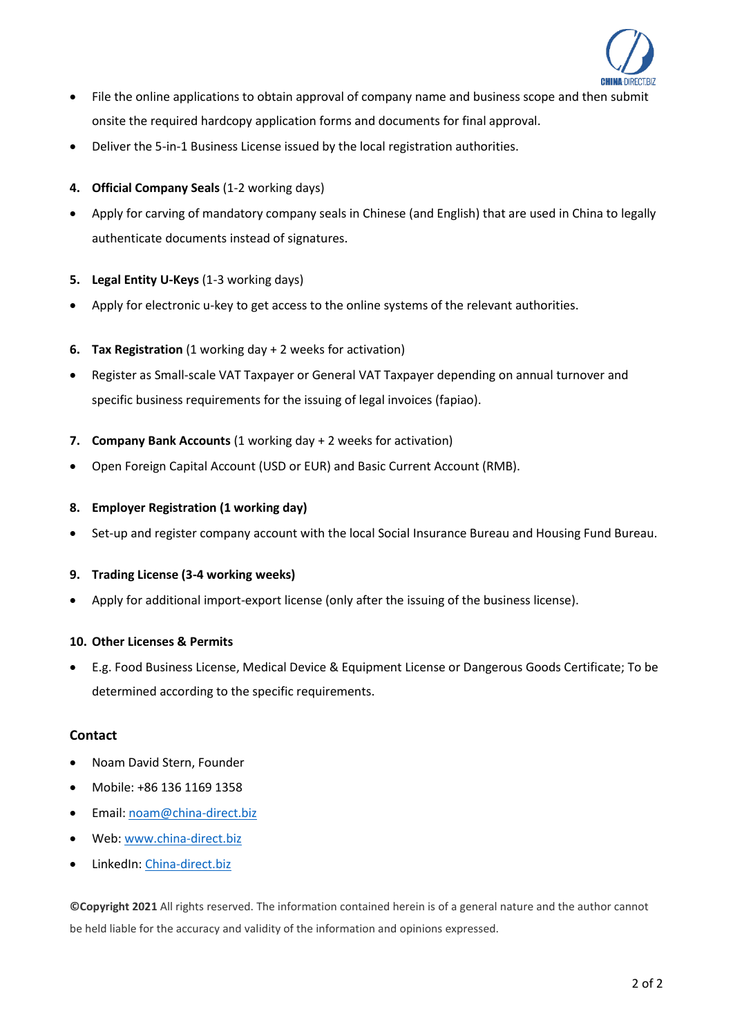- File the online applications to obtain approval of company name and business scope and then submit onsite the required hardcopy application forms and documents for final approval.
- Deliver the 5-in-1 Business License issued by the local registration authorities.

4. **Official Company Seals** (1-2 working days)

- Apply for carving of mandatory company seals in Chinese (and English) that are used in China to legally authenticate documents instead of signatures.

5. **Legal Entity U-Keys** (1-3 working days)

- Apply for electronic u-key to get access to the online systems of the relevant authorities.

6. **Tax Registration** (1 working day + 2 weeks for activation)

- Register as Small-scale VAT Taxpayer or General VAT Taxpayer depending on annual turnover and specific business requirements for the issuing of legal invoices (fapiao).

7. **Company Bank Accounts** (1 working day + 2 weeks for activation)

- Open Foreign Capital Account (USD or EUR) and Basic Current Account (RMB).

8. **Employer Registration (1 working day)**

- Set-up and register company account with the local Social Insurance Bureau and Housing Fund Bureau.

9. **Trading License (3-4 working weeks)**

- Apply for additional import-export license (only after the issuing of the business license).

10. **Other Licenses & Permits**

- E.g. Food Business License, Medical Device & Equipment License or Dangerous Goods Certificate; To be determined according to the specific requirements.

## Contact

- Noam David Stern, Founder
- Mobile: +86 136 1169 1358
- Email: noam@china-direct.biz
- Web: www.china-direct.biz
- LinkedIn: China-direct.biz

**©Copyright 2021** All rights reserved. The information contained herein is of a general nature and the author cannot be held liable for the accuracy and validity of the information and opinions expressed.